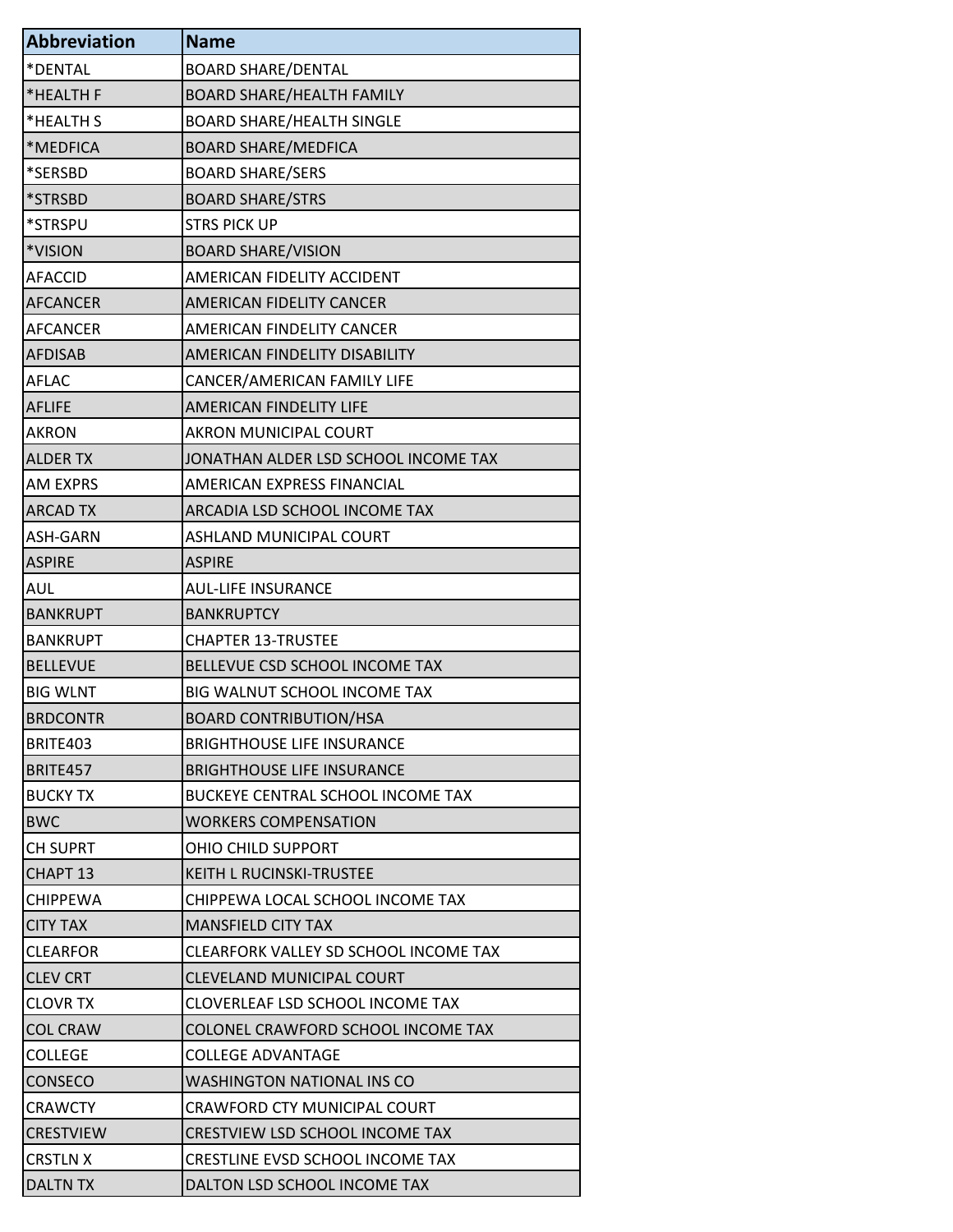| Abbreviation | Name |
| --- | --- |
| *DENTAL | BOARD SHARE/DENTAL |
| *HEALTH F | BOARD SHARE/HEALTH FAMILY |
| *HEALTH S | BOARD SHARE/HEALTH SINGLE |
| *MEDFICA | BOARD SHARE/MEDFICA |
| *SERSBD | BOARD SHARE/SERS |
| *STRSBD | BOARD SHARE/STRS |
| *STRSPU | STRS PICK UP |
| *VISION | BOARD SHARE/VISION |
| AFACCID | AMERICAN FIDELITY ACCIDENT |
| AFCANCER | AMERICAN FIDELITY CANCER |
| AFCANCER | AMERICAN FINDELITY CANCER |
| AFDISAB | AMERICAN FINDELITY DISABILITY |
| AFLAC | CANCER/AMERICAN FAMILY LIFE |
| AFLIFE | AMERICAN FINDELITY LIFE |
| AKRON | AKRON MUNICIPAL COURT |
| ALDER TX | JONATHAN ALDER LSD SCHOOL INCOME TAX |
| AM EXPRS | AMERICAN EXPRESS FINANCIAL |
| ARCAD TX | ARCADIA LSD SCHOOL INCOME TAX |
| ASH-GARN | ASHLAND MUNICIPAL COURT |
| ASPIRE | ASPIRE |
| AUL | AUL-LIFE INSURANCE |
| BANKRUPT | BANKRUPTCY |
| BANKRUPT | CHAPTER 13-TRUSTEE |
| BELLEVUE | BELLEVUE CSD SCHOOL INCOME TAX |
| BIG WLNT | BIG WALNUT SCHOOL INCOME TAX |
| BRDCONTR | BOARD CONTRIBUTION/HSA |
| BRITE403 | BRIGHTHOUSE LIFE INSURANCE |
| BRITE457 | BRIGHTHOUSE LIFE INSURANCE |
| BUCKY TX | BUCKEYE CENTRAL SCHOOL INCOME TAX |
| BWC | WORKERS COMPENSATION |
| CH SUPRT | OHIO CHILD SUPPORT |
| CHAPT 13 | KEITH L RUCINSKI-TRUSTEE |
| CHIPPEWA | CHIPPEWA LOCAL SCHOOL INCOME TAX |
| CITY TAX | MANSFIELD CITY TAX |
| CLEARFOR | CLEARFORK VALLEY SD SCHOOL INCOME TAX |
| CLEV CRT | CLEVELAND MUNICIPAL COURT |
| CLOVR TX | CLOVERLEAF LSD SCHOOL INCOME TAX |
| COL CRAW | COLONEL CRAWFORD SCHOOL INCOME TAX |
| COLLEGE | COLLEGE ADVANTAGE |
| CONSECO | WASHINGTON NATIONAL INS CO |
| CRAWCTY | CRAWFORD CTY MUNICIPAL COURT |
| CRESTVIEW | CRESTVIEW LSD SCHOOL INCOME TAX |
| CRSTLN X | CRESTLINE EVSD SCHOOL INCOME TAX |
| DALTN TX | DALTON LSD SCHOOL INCOME TAX |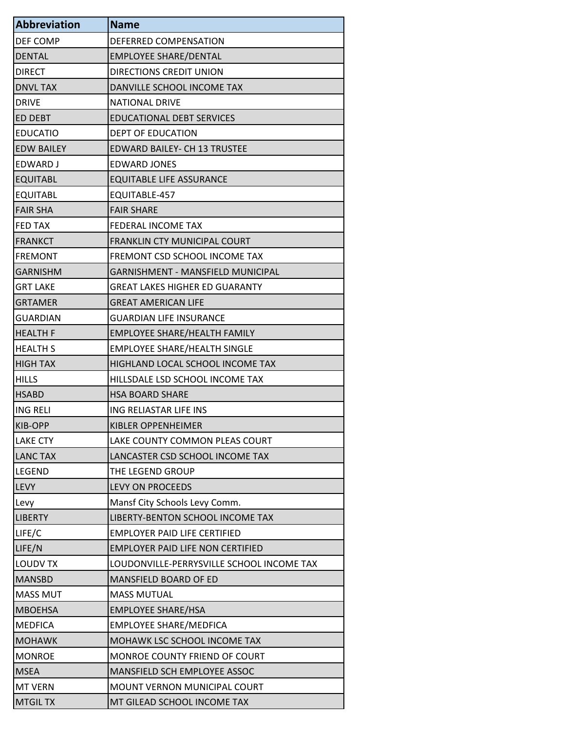| Abbreviation | Name |
|---|---|
| DEF COMP | DEFERRED COMPENSATION |
| DENTAL | EMPLOYEE SHARE/DENTAL |
| DIRECT | DIRECTIONS CREDIT UNION |
| DNVL TAX | DANVILLE SCHOOL INCOME TAX |
| DRIVE | NATIONAL DRIVE |
| ED DEBT | EDUCATIONAL DEBT SERVICES |
| EDUCATIO | DEPT OF EDUCATION |
| EDW BAILEY | EDWARD BAILEY- CH 13 TRUSTEE |
| EDWARD J | EDWARD JONES |
| EQUITABL | EQUITABLE LIFE ASSURANCE |
| EQUITABL | EQUITABLE-457 |
| FAIR SHA | FAIR SHARE |
| FED TAX | FEDERAL INCOME TAX |
| FRANKCT | FRANKLIN CTY MUNICIPAL COURT |
| FREMONT | FREMONT CSD SCHOOL INCOME TAX |
| GARNISHM | GARNISHMENT - MANSFIELD MUNICIPAL |
| GRT LAKE | GREAT LAKES HIGHER ED GUARANTY |
| GRTAMER | GREAT AMERICAN LIFE |
| GUARDIAN | GUARDIAN LIFE INSURANCE |
| HEALTH F | EMPLOYEE SHARE/HEALTH FAMILY |
| HEALTH S | EMPLOYEE SHARE/HEALTH SINGLE |
| HIGH TAX | HIGHLAND LOCAL SCHOOL INCOME TAX |
| HILLS | HILLSDALE LSD SCHOOL INCOME TAX |
| HSABD | HSA BOARD SHARE |
| ING RELI | ING RELIASTAR LIFE INS |
| KIB-OPP | KIBLER OPPENHEIMER |
| LAKE CTY | LAKE COUNTY COMMON PLEAS COURT |
| LANC TAX | LANCASTER CSD SCHOOL INCOME TAX |
| LEGEND | THE LEGEND GROUP |
| LEVY | LEVY ON PROCEEDS |
| Levy | Mansf City Schools Levy Comm. |
| LIBERTY | LIBERTY-BENTON SCHOOL INCOME TAX |
| LIFE/C | EMPLOYER PAID LIFE CERTIFIED |
| LIFE/N | EMPLOYER PAID LIFE NON CERTIFIED |
| LOUDV TX | LOUDONVILLE-PERRYSVILLE SCHOOL INCOME TAX |
| MANSBD | MANSFIELD BOARD OF ED |
| MASS MUT | MASS MUTUAL |
| MBOEHSA | EMPLOYEE SHARE/HSA |
| MEDFICA | EMPLOYEE SHARE/MEDFICA |
| MOHAWK | MOHAWK LSC SCHOOL INCOME TAX |
| MONROE | MONROE COUNTY FRIEND OF COURT |
| MSEA | MANSFIELD SCH EMPLOYEE ASSOC |
| MT VERN | MOUNT VERNON MUNICIPAL COURT |
| MTGIL TX | MT GILEAD SCHOOL INCOME TAX |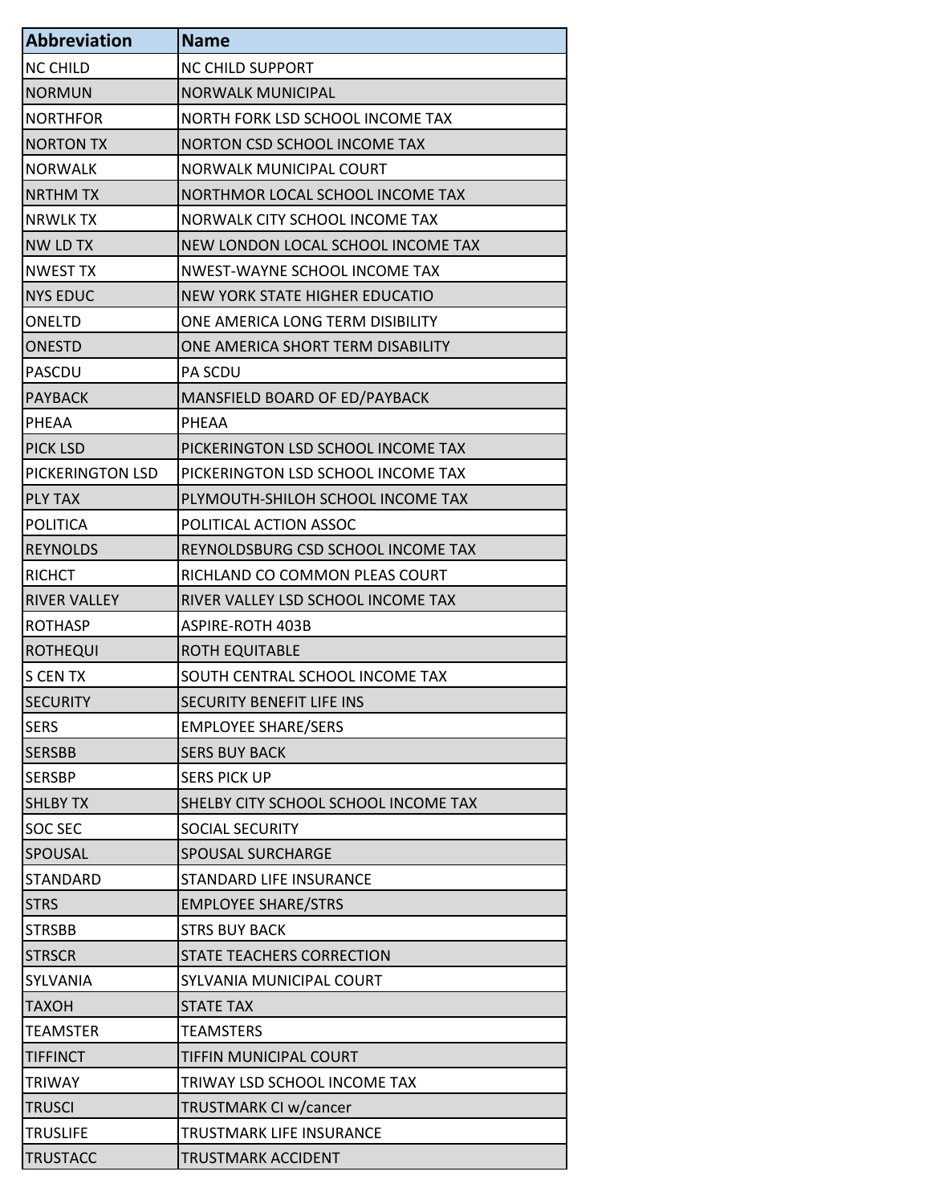| Abbreviation | Name |
|---|---|
| NC CHILD | NC CHILD SUPPORT |
| NORMUN | NORWALK MUNICIPAL |
| NORTHFOR | NORTH FORK LSD SCHOOL INCOME TAX |
| NORTON TX | NORTON CSD SCHOOL INCOME TAX |
| NORWALK | NORWALK MUNICIPAL COURT |
| NRTHM TX | NORTHMOR LOCAL SCHOOL INCOME TAX |
| NRWLK TX | NORWALK CITY SCHOOL INCOME TAX |
| NW LD TX | NEW LONDON LOCAL SCHOOL INCOME TAX |
| NWEST TX | NWEST-WAYNE SCHOOL INCOME TAX |
| NYS EDUC | NEW YORK STATE HIGHER EDUCATIO |
| ONELTD | ONE AMERICA LONG TERM DISIBILITY |
| ONESTD | ONE AMERICA SHORT TERM DISABILITY |
| PASCDU | PA SCDU |
| PAYBACK | MANSFIELD BOARD OF ED/PAYBACK |
| PHEAA | PHEAA |
| PICK LSD | PICKERINGTON LSD SCHOOL INCOME TAX |
| PICKERINGTON LSD | PICKERINGTON LSD SCHOOL INCOME TAX |
| PLY TAX | PLYMOUTH-SHILOH SCHOOL INCOME TAX |
| POLITICA | POLITICAL ACTION ASSOC |
| REYNOLDS | REYNOLDSBURG CSD SCHOOL INCOME TAX |
| RICHCT | RICHLAND CO COMMON PLEAS COURT |
| RIVER VALLEY | RIVER VALLEY LSD SCHOOL INCOME TAX |
| ROTHASP | ASPIRE-ROTH 403B |
| ROTHEQUI | ROTH EQUITABLE |
| S CEN TX | SOUTH CENTRAL SCHOOL INCOME TAX |
| SECURITY | SECURITY BENEFIT LIFE INS |
| SERS | EMPLOYEE SHARE/SERS |
| SERSBB | SERS BUY BACK |
| SERSBP | SERS PICK UP |
| SHLBY TX | SHELBY CITY SCHOOL SCHOOL INCOME TAX |
| SOC SEC | SOCIAL SECURITY |
| SPOUSAL | SPOUSAL SURCHARGE |
| STANDARD | STANDARD LIFE INSURANCE |
| STRS | EMPLOYEE SHARE/STRS |
| STRSBB | STRS BUY BACK |
| STRSCR | STATE TEACHERS CORRECTION |
| SYLVANIA | SYLVANIA MUNICIPAL COURT |
| TAXOH | STATE TAX |
| TEAMSTER | TEAMSTERS |
| TIFFINCT | TIFFIN MUNICIPAL COURT |
| TRIWAY | TRIWAY LSD SCHOOL INCOME TAX |
| TRUSCI | TRUSTMARK CI w/cancer |
| TRUSLIFE | TRUSTMARK LIFE INSURANCE |
| TRUSTACC | TRUSTMARK ACCIDENT |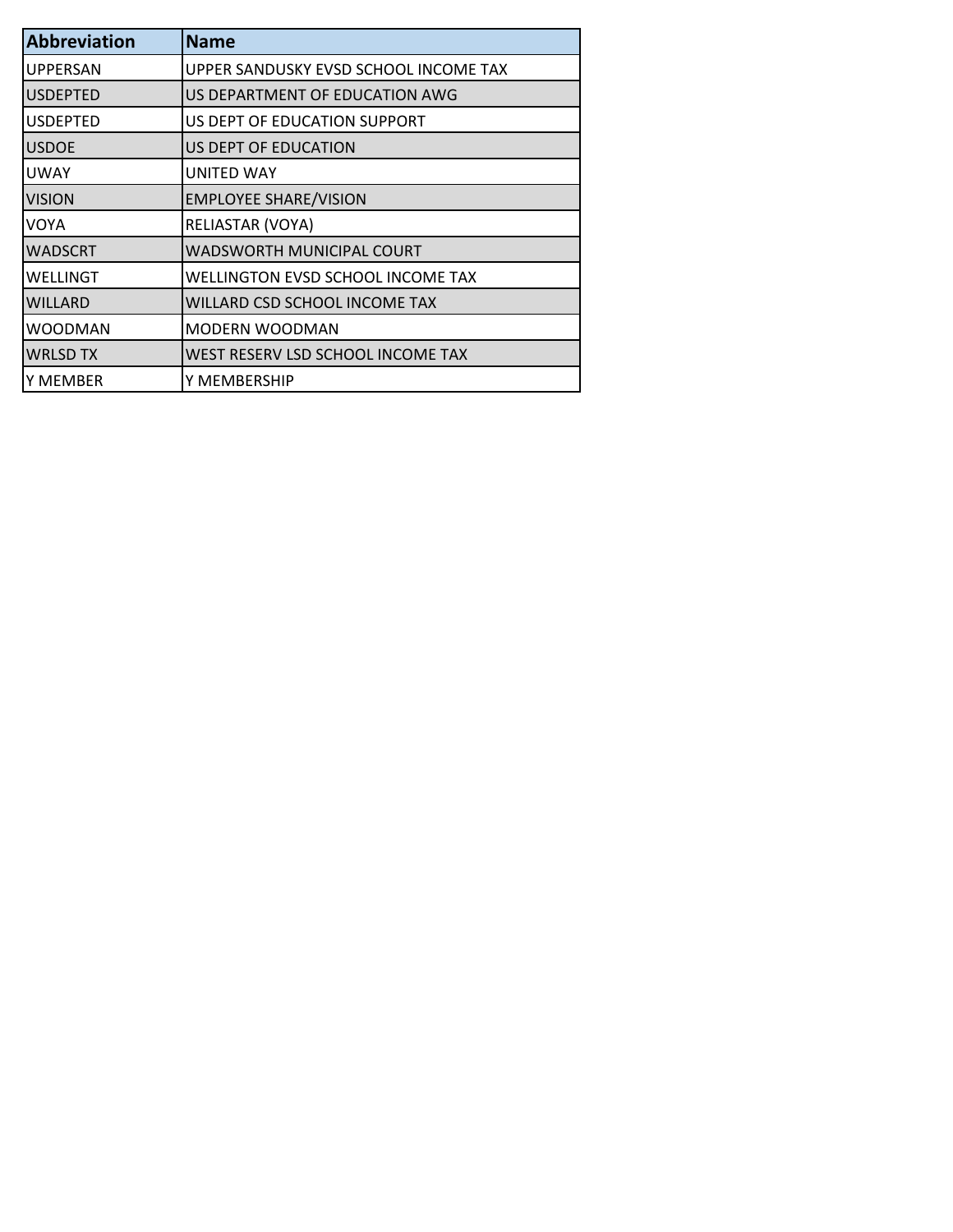| Abbreviation | Name |
| --- | --- |
| UPPERSAN | UPPER SANDUSKY EVSD SCHOOL INCOME TAX |
| USDEPTED | US DEPARTMENT OF EDUCATION AWG |
| USDEPTED | US DEPT OF EDUCATION SUPPORT |
| USDOE | US DEPT OF EDUCATION |
| UWAY | UNITED WAY |
| VISION | EMPLOYEE SHARE/VISION |
| VOYA | RELIASTAR (VOYA) |
| WADSCRT | WADSWORTH MUNICIPAL COURT |
| WELLINGT | WELLINGTON EVSD SCHOOL INCOME TAX |
| WILLARD | WILLARD CSD SCHOOL INCOME TAX |
| WOODMAN | MODERN WOODMAN |
| WRLSD TX | WEST RESERV LSD SCHOOL INCOME TAX |
| Y MEMBER | Y MEMBERSHIP |